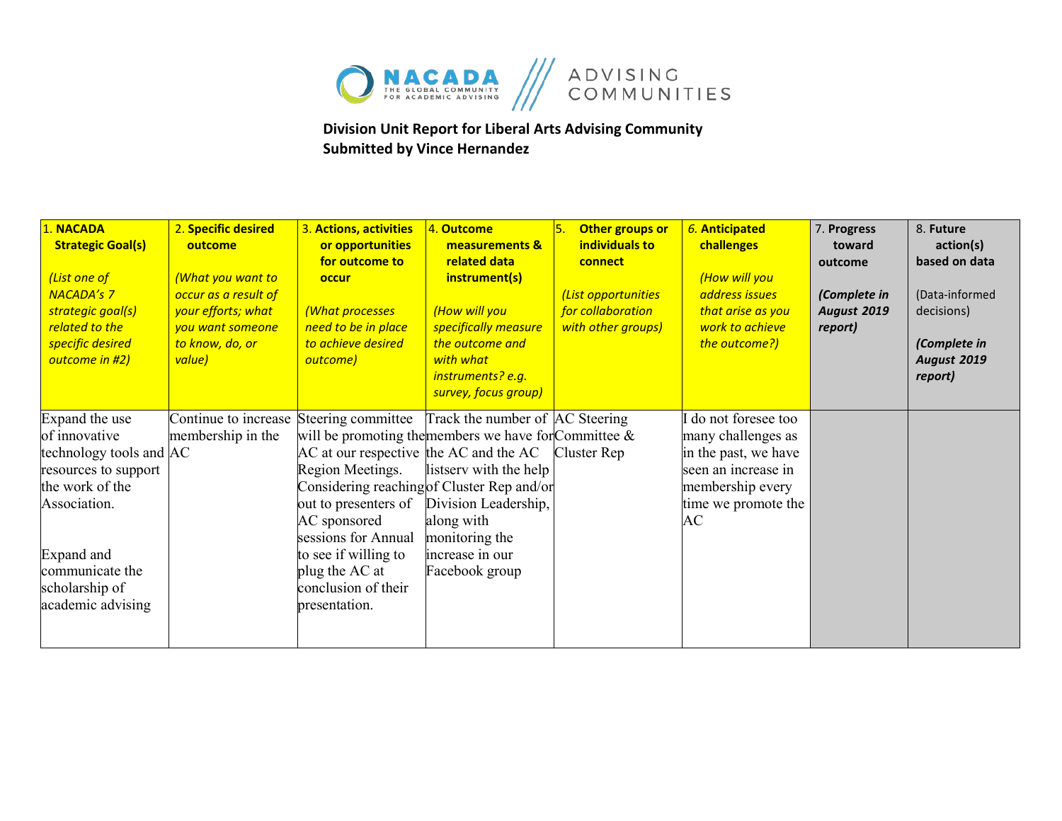NACADA THE GLOBAL COMMUNITY FOR ACADEMIC ADVISING | ADVISING COMMUNITIES

**Division Unit Report for Liberal Arts Advising Community**
**Submitted by Vince Hernandez**

| 1. **NACADA Strategic Goal(s)** *(List one of NACADA's 7 strategic goal(s) related to the specific desired outcome in #2)* | 2. **Specific desired outcome** *(What you want to occur as a result of your efforts; what you want someone to know, do, or value)* | 3. **Actions, activities or opportunities for outcome to occur** *(What processes need to be in place to achieve desired outcome)* | 4. **Outcome measurements & related data instrument(s)** *(How will you specifically measure the outcome and with what instruments? e.g. survey, focus group)* | 5. **Other groups or individuals to connect** *(List opportunities for collaboration with other groups)* | 6. **Anticipated challenges** *(How will you address issues that arise as you work to achieve the outcome?)* | 7. **Progress toward outcome** ***(Complete in August 2019 report)*** | 8. **Future action(s) based on data** (Data-informed decisions) ***(Complete in August 2019 report)*** |
|---|---|---|---|---|---|---|---|
| Expand the use of innovative technology tools and resources to support the work of the Association.<br><br>Expand and communicate the scholarship of academic advising | Continue to increase membership in the AC | Steering committee will be promoting the AC at our respective Region Meetings. Considering reaching out to presenters of AC sponsored sessions for Annual to see if willing to plug the AC at conclusion of their presentation. | Track the number of members we have for the AC and the AC listserv with the help of Cluster Rep and/or Division Leadership, along with monitoring the increase in our Facebook group | AC Steering Committee & Cluster Rep | I do not foresee too many challenges as in the past, we have seen an increase in membership every time we promote the AC | | |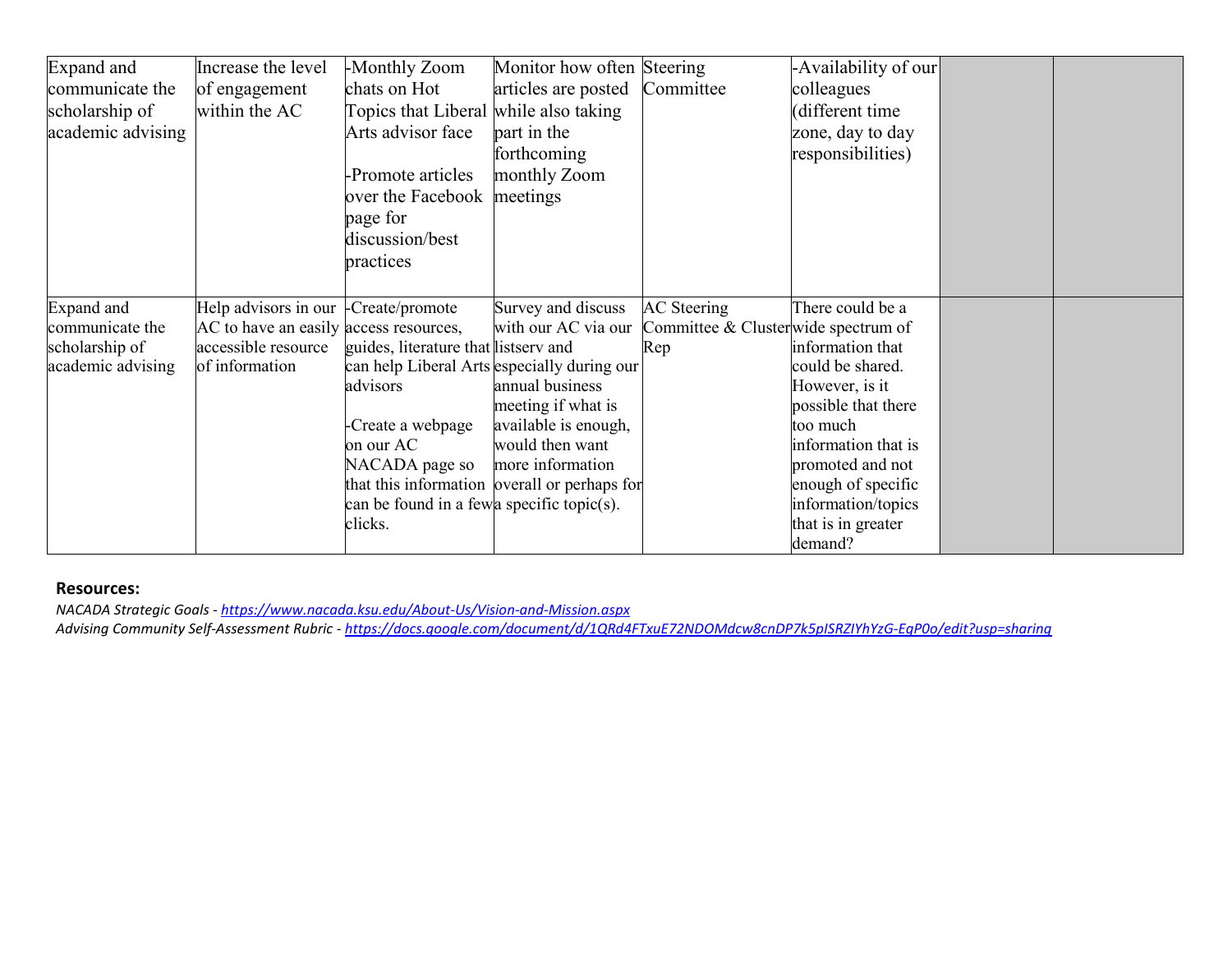| | | | | | | | |
|---|---|---|---|---|---|---|---|
| Expand and communicate the scholarship of academic advising | Increase the level of engagement within the AC | -Monthly Zoom chats on Hot Topics that Liberal Arts advisor face<br><br>-Promote articles over the Facebook page for discussion/best practices | Monitor how often articles are posted while also taking part in the forthcoming monthly Zoom meetings | Steering Committee | -Availability of our colleagues (different time zone, day to day responsibilities) | | |
| Expand and communicate the scholarship of academic advising | Help advisors in our AC to have an easily accessible resource of information | -Create/promote access resources, guides, literature that can help Liberal Arts advisors<br><br>-Create a webpage on our AC NACADA page so that this information can be found in a few clicks. | Survey and discuss with our AC via our listserv and especially during our annual business meeting if what is available is enough, would then want more information overall or perhaps for a specific topic(s). | AC Steering Committee & Cluster Rep | There could be a wide spectrum of information that could be shared. However, is it possible that there too much information that is promoted and not enough of specific information/topics that is in greater demand? | | |

**Resources:**

*NACADA Strategic Goals - https://www.nacada.ksu.edu/About-Us/Vision-and-Mission.aspx*
*Advising Community Self-Assessment Rubric - https://docs.google.com/document/d/1QRd4FTxuE72NDOMdcw8cnDP7k5pISRZIYhYzG-EgP0o/edit?usp=sharing*